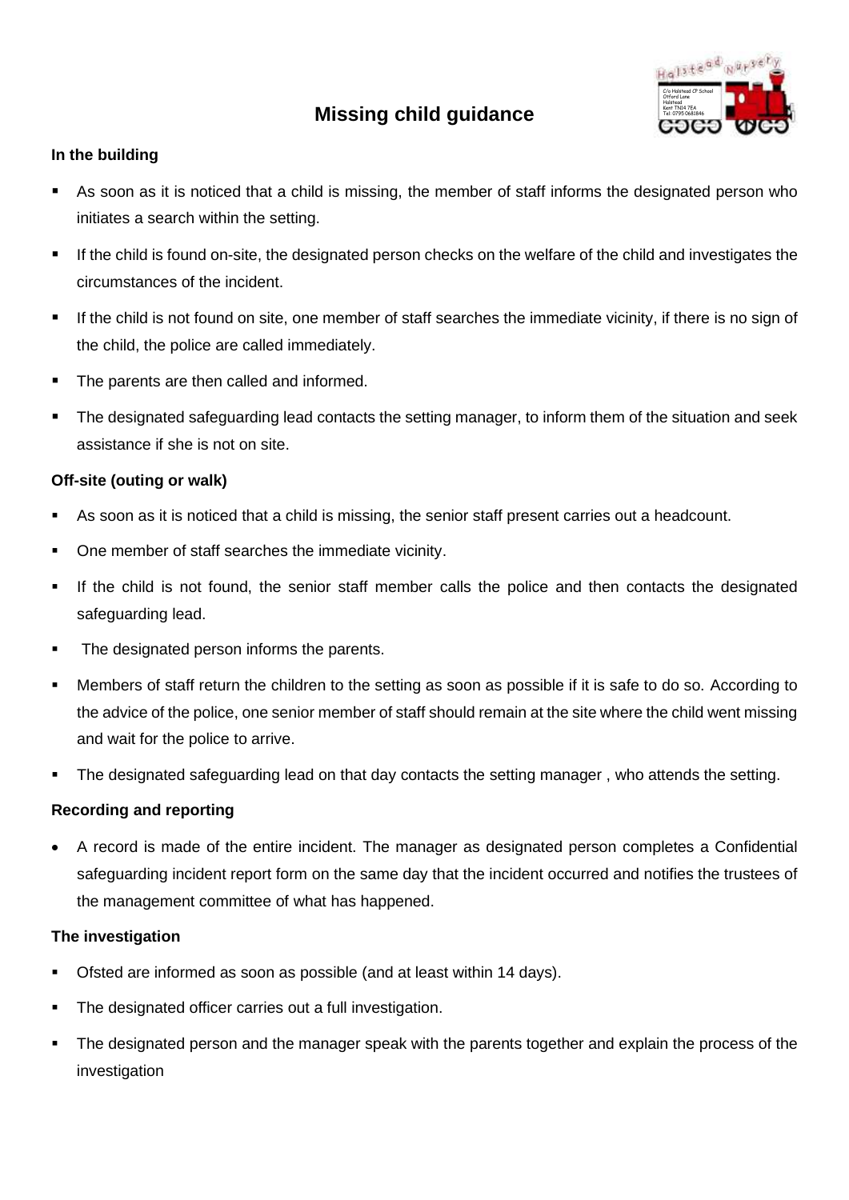# Missing child guidance

### In the building

- As soon as it is noticed that a child is missing, the member of staff informs the designated person who initiates a search within the setting.
- If the child is found on-site, the designated person checks on the welfare of the child and investigates the circumstances of the incident.
- If the child is not found on site, one member of staff searches the immediate vicinity, if there is no sign of the child, the police are called immediately.
- The parents are then called and informed.
- The designated safeguarding lead contacts the setting manager, to inform them of the situation and seek assistance if she is not on site.

### Off-site (outing or walk)

- As soon as it is noticed that a child is missing, the senior staff present carries out a headcount.
- One member of staff searches the immediate vicinity.
- If the child is not found, the senior staff member calls the police and then contacts the designated safeguarding lead.
- The designated person informs the parents.
- Members of staff return the children to the setting as soon as possible if it is safe to do so. According to the advice of the police, one senior member of staff should remain at the site where the child went missing and wait for the police to arrive.
- The designated safeguarding lead on that day contacts the setting manager , who attends the setting.

### Recording and reporting

- A record is made of the entire incident. The manager as designated person completes a Confidential safeguarding incident report form on the same day that the incident occurred and notifies the trustees of the management committee of what has happened.

### The investigation

- Ofsted are informed as soon as possible (and at least within 14 days).
- The designated officer carries out a full investigation.
- The designated person and the manager speak with the parents together and explain the process of the investigation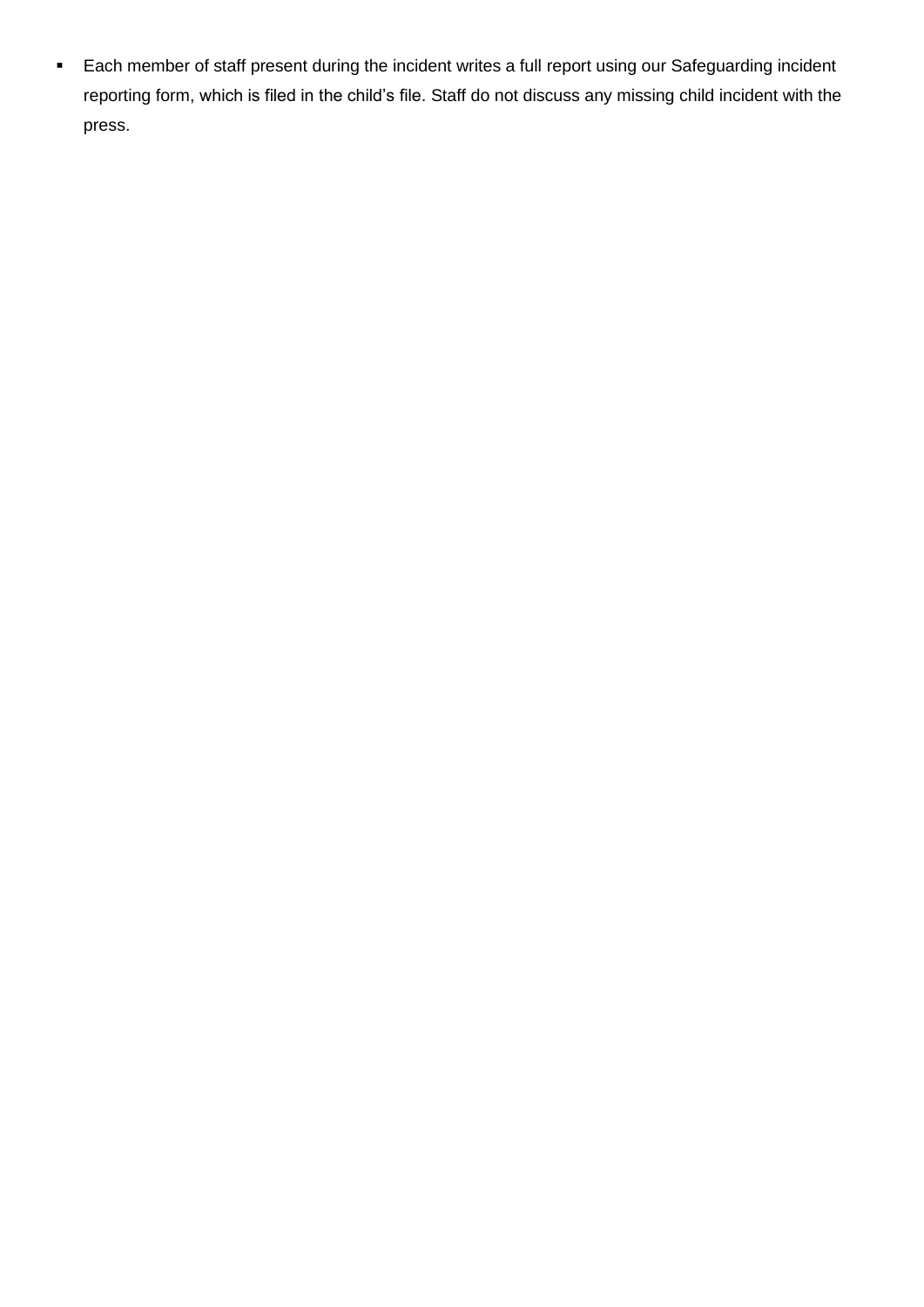- Each member of staff present during the incident writes a full report using our Safeguarding incident reporting form, which is filed in the child's file. Staff do not discuss any missing child incident with the press.